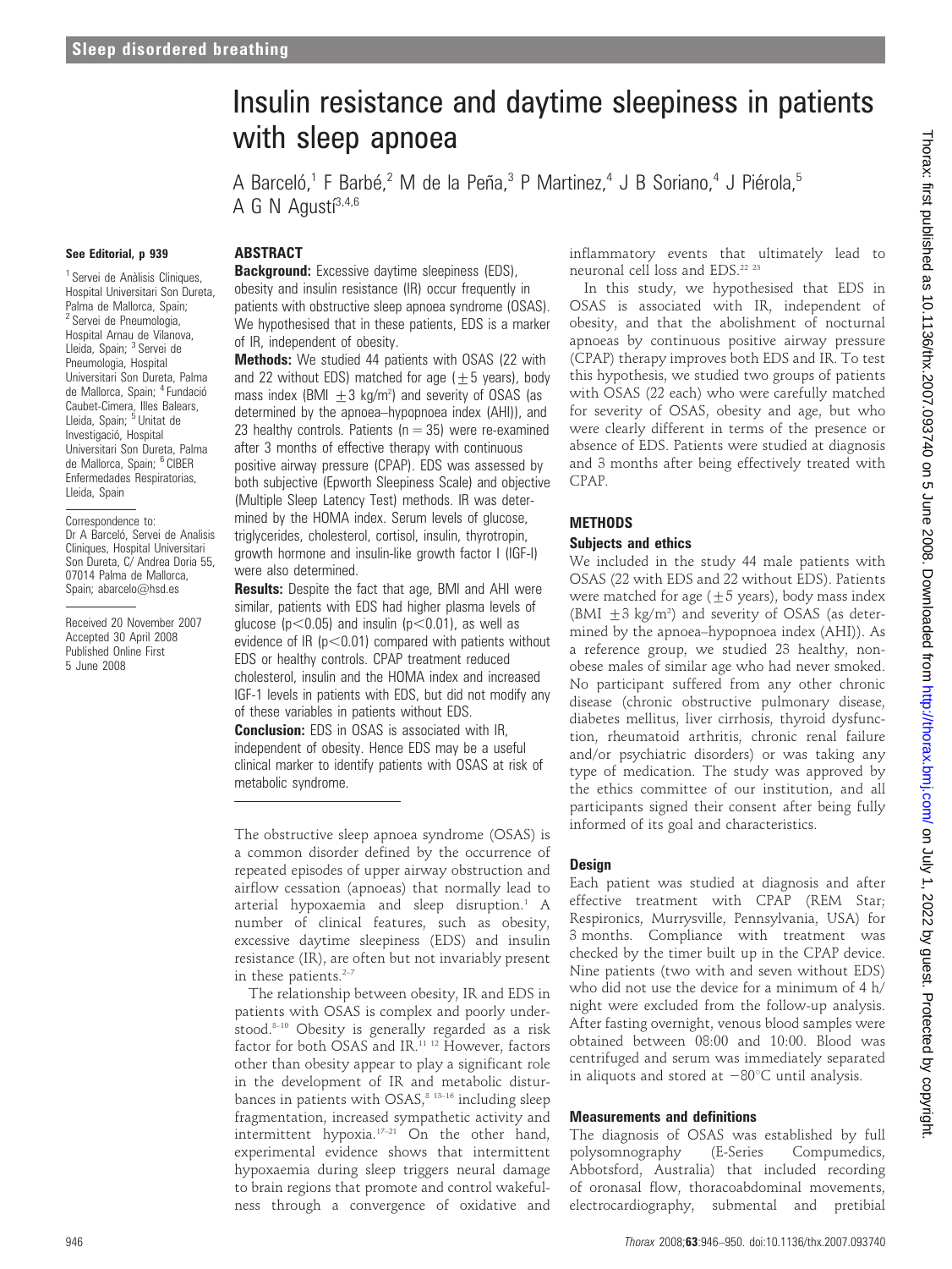# Insulin resistance and daytime sleepiness in patients with sleep apnoea

A Barceló,[1] F Barbé,[2] M de la Peña,[3] P Martinez,[4] J B Soriano,[4] J Piérola,[5] A G N Agustí[3,4,6]

See Editorial, p 939

[1] Servei de Anàlisis Clíniques, Hospital Universitari Son Dureta, Palma de Mallorca, Spain; [2] Servei de Pneumologia, Hospital Arnau de Vilanova, Lleida, Spain; [3] Servei de Pneumologia, Hospital Universitari Son Dureta, Palma de Mallorca, Spain; [4] Fundació Caubet-Cimera, Illes Balears, Lleida, Spain; [5] Unitat de Investigació, Hospital Universitari Son Dureta, Palma de Mallorca, Spain; [6] CIBER Enfermedades Respiratorias, Lleida, Spain

Correspondence to: Dr A Barceló, Servei de Analisis Clíniques, Hospital Universitari Son Dureta, C/ Andrea Doria 55, 07014 Palma de Mallorca, Spain; abarcelo@hsd.es

Received 20 November 2007
Accepted 30 April 2008
Published Online First 5 June 2008

## ABSTRACT

**Background:** Excessive daytime sleepiness (EDS), obesity and insulin resistance (IR) occur frequently in patients with obstructive sleep apnoea syndrome (OSAS). We hypothesised that in these patients, EDS is a marker of IR, independent of obesity.

**Methods:** We studied 44 patients with OSAS (22 with and 22 without EDS) matched for age ($\pm$5 years), body mass index (BMI $\pm$3 kg/m$^2$) and severity of OSAS (as determined by the apnoea–hypopnoea index (AHI)), and 23 healthy controls. Patients (n = 35) were re-examined after 3 months of effective therapy with continuous positive airway pressure (CPAP). EDS was assessed by both subjective (Epworth Sleepiness Scale) and objective (Multiple Sleep Latency Test) methods. IR was determined by the HOMA index. Serum levels of glucose, triglycerides, cholesterol, cortisol, insulin, thyrotropin, growth hormone and insulin-like growth factor I (IGF-I) were also determined.

**Results:** Despite the fact that age, BMI and AHI were similar, patients with EDS had higher plasma levels of glucose ($p<0.05$) and insulin ($p<0.01$), as well as evidence of IR ($p<0.01$) compared with patients without EDS or healthy controls. CPAP treatment reduced cholesterol, insulin and the HOMA index and increased IGF-1 levels in patients with EDS, but did not modify any of these variables in patients without EDS.

**Conclusion:** EDS in OSAS is associated with IR, independent of obesity. Hence EDS may be a useful clinical marker to identify patients with OSAS at risk of metabolic syndrome.

The obstructive sleep apnoea syndrome (OSAS) is a common disorder defined by the occurrence of repeated episodes of upper airway obstruction and airflow cessation (apnoeas) that normally lead to arterial hypoxaemia and sleep disruption.[1] A number of clinical features, such as obesity, excessive daytime sleepiness (EDS) and insulin resistance (IR), are often but not invariably present in these patients.[2–7]

The relationship between obesity, IR and EDS in patients with OSAS is complex and poorly understood.[8–10] Obesity is generally regarded as a risk factor for both OSAS and IR.[11 12] However, factors other than obesity appear to play a significant role in the development of IR and metabolic disturbances in patients with OSAS,[8 13–16] including sleep fragmentation, increased sympathetic activity and intermittent hypoxia.[17–21] On the other hand, experimental evidence shows that intermittent hypoxaemia during sleep triggers neural damage to brain regions that promote and control wakefulness through a convergence of oxidative and inflammatory events that ultimately lead to neuronal cell loss and EDS.[22 23]

In this study, we hypothesised that EDS in OSAS is associated with IR, independent of obesity, and that the abolishment of nocturnal apnoeas by continuous positive airway pressure (CPAP) therapy improves both EDS and IR. To test this hypothesis, we studied two groups of patients with OSAS (22 each) who were carefully matched for severity of OSAS, obesity and age, but who were clearly different in terms of the presence or absence of EDS. Patients were studied at diagnosis and 3 months after being effectively treated with CPAP.

## METHODS

### Subjects and ethics

We included in the study 44 male patients with OSAS (22 with EDS and 22 without EDS). Patients were matched for age ($\pm$5 years), body mass index (BMI $\pm$3 kg/m$^2$) and severity of OSAS (as determined by the apnoea–hypopnoea index (AHI)). As a reference group, we studied 23 healthy, non-obese males of similar age who had never smoked. No participant suffered from any other chronic disease (chronic obstructive pulmonary disease, diabetes mellitus, liver cirrhosis, thyroid dysfunction, rheumatoid arthritis, chronic renal failure and/or psychiatric disorders) or was taking any type of medication. The study was approved by the ethics committee of our institution, and all participants signed their consent after being fully informed of its goal and characteristics.

### Design

Each patient was studied at diagnosis and after effective treatment with CPAP (REM Star; Respironics, Murrysville, Pennsylvania, USA) for 3 months. Compliance with treatment was checked by the timer built up in the CPAP device. Nine patients (two with and seven without EDS) who did not use the device for a minimum of 4 h/night were excluded from the follow-up analysis. After fasting overnight, venous blood samples were obtained between 08:00 and 10:00. Blood was centrifuged and serum was immediately separated in aliquots and stored at $-80°C$ until analysis.

### Measurements and definitions

The diagnosis of OSAS was established by full polysomnography (E-Series Compumedics, Abbotsford, Australia) that included recording of oronasal flow, thoracoabdominal movements, electrocardiography, submental and pretibial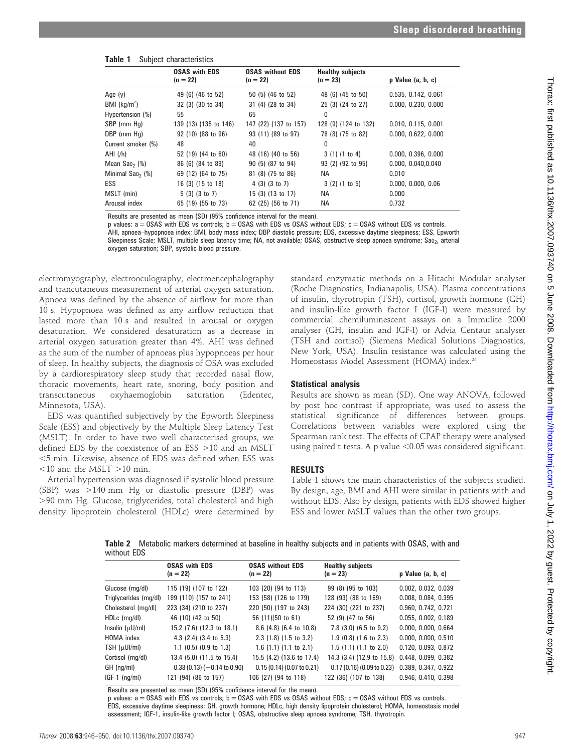**Table 1** Subject characteristics

| | OSAS with EDS (n = 22) | OSAS without EDS (n = 22) | Healthy subjects (n = 23) | p Value (a, b, c) |
|---|---|---|---|---|
| Age (y) | 49 (6) (46 to 52) | 50 (5) (46 to 52) | 48 (6) (45 to 50) | 0.535, 0.142, 0.061 |
| BMI (kg/m$^2$) | 32 (3) (30 to 34) | 31 (4) (28 to 34) | 25 (3) (24 to 27) | 0.000, 0.230, 0.000 |
| Hypertension (%) | 55 | 65 | 0 | |
| SBP (mm Hg) | 139 (13) (135 to 146) | 147 (22) (137 to 157) | 128 (9) (124 to 132) | 0.010, 0.115, 0.001 |
| DBP (mm Hg) | 92 (10) (88 to 96) | 93 (11) (89 to 97) | 78 (8) (75 to 82) | 0.000, 0.622, 0.000 |
| Current smoker (%) | 48 | 40 | 0 | |
| AHI (/h) | 52 (19) (44 to 60) | 48 (16) (40 to 56) | 3 (1) (1 to 4) | 0.000, 0.396, 0.000 |
| Mean $Sao_2$ (%) | 86 (6) (84 to 89) | 90 (5) (87 to 94) | 93 (2) (92 to 95) | 0.000, 0.040,0.040 |
| Minimal $Sao_2$ (%) | 69 (12) (64 to 75) | 81 (8) (75 to 86) | NA | 0.010 |
| ESS | 16 (3) (15 to 18) | 4 (3) (3 to 7) | 3 (2) (1 to 5) | 0.000, 0.000, 0.06 |
| MSLT (min) | 5 (3) (3 to 7) | 15 (3) (13 to 17) | NA | 0.000 |
| Arousal index | 65 (19) (55 to 73) | 62 (25) (56 to 71) | NA | 0.732 |

Results are presented as mean (SD) (95% confidence interval for the mean).
p values: a = OSAS with EDS vs controls; b = OSAS with EDS vs OSAS without EDS; c = OSAS without EDS vs controls.
AHI, apnoea–hypopnoea index; BMI, body mass index; DBP diastolic pressure; EDS, excessive daytime sleepiness; ESS, Epworth Sleepiness Scale; MSLT, multiple sleep latency time; NA, not available; OSAS, obstructive sleep apnoea syndrome; $Sao_2$, arterial oxygen saturation; SBP, systolic blood pressure.

electromyography, electrooculography, electroencephalography and trancutaneous measurement of arterial oxygen saturation. Apnoea was defined by the absence of airflow for more than 10 s. Hypopnoea was defined as any airflow reduction that lasted more than 10 s and resulted in arousal or oxygen desaturation. We considered desaturation as a decrease in arterial oxygen saturation greater than 4%. AHI was defined as the sum of the number of apnoeas plus hypopnoeas per hour of sleep. In healthy subjects, the diagnosis of OSA was excluded by a cardiorespiratory sleep study that recorded nasal flow, thoracic movements, heart rate, snoring, body position and transcutaneous oxyhaemoglobin saturation (Edentec, Minnesota, USA).

EDS was quantified subjectively by the Epworth Sleepiness Scale (ESS) and objectively by the Multiple Sleep Latency Test (MSLT). In order to have two well characterised groups, we defined EDS by the coexistence of an ESS >10 and an MSLT <5 min. Likewise, absence of EDS was defined when ESS was <10 and the MSLT >10 min.

Arterial hypertension was diagnosed if systolic blood pressure (SBP) was >140 mm Hg or diastolic pressure (DBP) was >90 mm Hg. Glucose, triglycerides, total cholesterol and high density lipoprotein cholesterol (HDLc) were determined by standard enzymatic methods on a Hitachi Modular analyser (Roche Diagnostics, Indianapolis, USA). Plasma concentrations of insulin, thyrotropin (TSH), cortisol, growth hormone (GH) and insulin-like growth factor I (IGF-I) were measured by commercial chemiluminescent assays on a Immulite 2000 analyser (GH, insulin and IGF-I) or Advia Centaur analyser (TSH and cortisol) (Siemens Medical Solutions Diagnostics, New York, USA). Insulin resistance was calculated using the Homeostasis Model Assessment (HOMA) index.[24]

### Statistical analysis

Results are shown as mean (SD). One way ANOVA, followed by post hoc contrast if appropriate, was used to assess the statistical significance of differences between groups. Correlations between variables were explored using the Spearman rank test. The effects of CPAP therapy were analysed using paired t tests. A p value <0.05 was considered significant.

## RESULTS

Table 1 shows the main characteristics of the subjects studied. By design, age, BMI and AHI were similar in patients with and without EDS. Also by design, patients with EDS showed higher ESS and lower MSLT values than the other two groups.

**Table 2** Metabolic markers determined at baseline in healthy subjects and in patients with OSAS, with and without EDS

| | OSAS with EDS (n = 22) | OSAS without EDS (n = 22) | Healthy subjects (n = 23) | p Value (a, b, c) |
|---|---|---|---|---|
| Glucose (mg/dl) | 115 (19) (107 to 122) | 103 (20) (94 to 113) | 99 (8) (95 to 103) | 0.002, 0.032, 0.039 |
| Triglycerides (mg/dl) | 199 (110) (157 to 241) | 153 (58) (126 to 179) | 128 (93) (88 to 169) | 0.008, 0.084, 0.395 |
| Cholesterol (mg/dl) | 223 (34) (210 to 237) | 220 (50) (197 to 243) | 224 (30) (221 to 237) | 0.960, 0.742, 0.721 |
| HDLc (mg/dl) | 46 (10) (42 to 50) | 56 (11)(50 to 61) | 52 (9) (47 to 56) | 0.055, 0.002, 0.189 |
| Insulin (μU/ml) | 15.2 (7.6) (12.3 to 18.1) | 8.6 (4.8) (6.4 to 10.8) | 7.8 (3.0) (6.5 to 9.2) | 0.000, 0.000, 0.664 |
| HOMA index | 4.3 (2.4) (3.4 to 5.3) | 2.3 (1.8) (1.5 to 3.2) | 1.9 (0.8) (1.6 to 2.3) | 0.000, 0.000, 0.510 |
| TSH (μUI/ml) | 1.1 (0.5) (0.9 to 1.3) | 1.6 (1.1) (1.1 to 2.1) | 1.5 (1.1) (1.1 to 2.0) | 0.120, 0.093, 0.872 |
| Cortisol (mg/dl) | 13.4 (5.0) (11.5 to 15.4) | 15.5 (4.2) (13.6 to 17.4) | 14.3 (3.4) (12.9 to 15.8) | 0.448, 0.099, 0.382 |
| GH (ng/ml) | 0.38 (0.13) (−0.14 to 0.90) | 0.15 (0.14) (0.07 to 0.21) | 0.17 (0.16) (0.09 to 0.23) | 0.389, 0.347, 0.922 |
| IGF-1 (ng/ml) | 121 (94) (86 to 157) | 106 (27) (94 to 118) | 122 (36) (107 to 138) | 0.946, 0.410, 0.398 |

Results are presented as mean (SD) (95% confidence interval for the mean).
p values: a = OSAS with EDS vs controls; b = OSAS with EDS vs OSAS without EDS; c = OSAS without EDS vs controls.
EDS, excessive daytime sleepiness; GH, growth hormone; HDLc, high density lipoprotein cholesterol; HOMA, homeostasis model assessment; IGF-1, insulin-like growth factor I; OSAS, obstructive sleep apnoea syndrome; TSH, thyrotropin.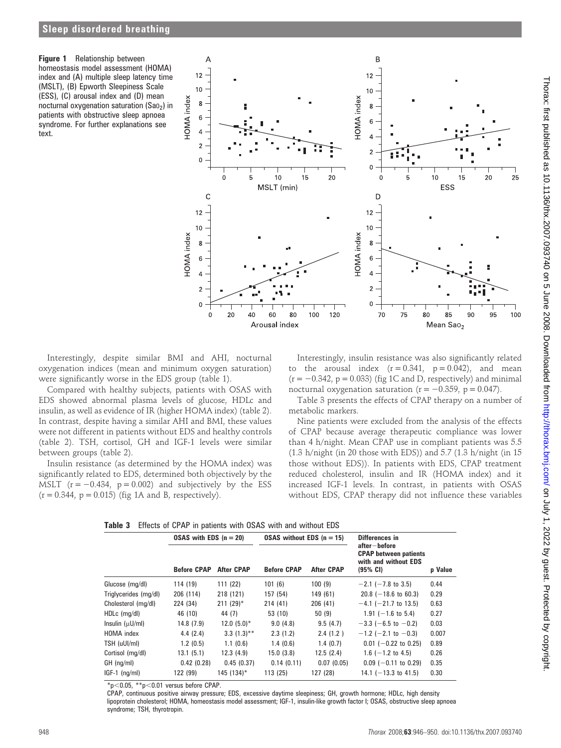**Figure 1** Relationship between homeostasis model assessment (HOMA) index and (A) multiple sleep latency time (MSLT), (B) Epworth Sleepiness Scale (ESS), (C) arousal index and (D) mean nocturnal oxygenation saturation ($Sao_2$) in patients with obstructive sleep apnoea syndrome. For further explanations see text.

Interestingly, despite similar BMI and AHI, nocturnal oxygenation indices (mean and minimum oxygen saturation) were significantly worse in the EDS group (table 1).

Compared with healthy subjects, patients with OSAS with EDS showed abnormal plasma levels of glucose, HDLc and insulin, as well as evidence of IR (higher HOMA index) (table 2). In contrast, despite having a similar AHI and BMI, these values were not different in patients without EDS and healthy controls (table 2). TSH, cortisol, GH and IGF-1 levels were similar between groups (table 2).

Insulin resistance (as determined by the HOMA index) was significantly related to EDS, determined both objectively by the MSLT ($r = -0.434$, $p = 0.002$) and subjectively by the ESS ($r = 0.344$, $p = 0.015$) (fig 1A and B, respectively).

Interestingly, insulin resistance was also significantly related to the arousal index ($r = 0.341$, $p = 0.042$), and mean ($r = -0.342$, $p = 0.033$) (fig 1C and D, respectively) and minimal nocturnal oxygenation saturation ($r = -0.359$, $p = 0.047$).

Table 3 presents the effects of CPAP therapy on a number of metabolic markers.

Nine patients were excluded from the analysis of the effects of CPAP because average therapeutic compliance was lower than 4 h/night. Mean CPAP use in compliant patients was 5.5 (1.3 h/night (in 20 those with EDS)) and 5.7 (1.3 h/night (in 15 those without EDS)). In patients with EDS, CPAP treatment reduced cholesterol, insulin and IR (HOMA index) and it increased IGF-1 levels. In contrast, in patients with OSAS without EDS, CPAP therapy did not influence these variables

**Table 3** Effects of CPAP in patients with OSAS with and without EDS

| | OSAS with EDS (n = 20) | | OSAS without EDS (n = 15) | | Differences in after−before CPAP between patients with and without EDS | |
|---|---|---|---|---|---|---|
| | Before CPAP | After CPAP | Before CPAP | After CPAP | (95% CI) | p Value |
| Glucose (mg/dl) | 114 (19) | 111 (22) | 101 (6) | 100 (9) | −2.1 (−7.8 to 3.5) | 0.44 |
| Triglycerides (mg/dl) | 206 (114) | 218 (121) | 157 (54) | 149 (61) | 20.8 (−18.6 to 60.3) | 0.29 |
| Cholesterol (mg/dl) | 224 (34) | 211 (29)* | 214 (41) | 206 (41) | −4.1 (−21.7 to 13.5) | 0.63 |
| HDLc (mg/dl) | 46 (10) | 44 (7) | 53 (10) | 50 (9) | 1.91 (−1.6 to 5.4) | 0.27 |
| Insulin (μU/ml) | 14.8 (7.9) | 12.0 (5.0)* | 9.0 (4.8) | 9.5 (4.7) | −3.3 (−6.5 to −0.2) | 0.03 |
| HOMA index | 4.4 (2.4) | 3.3 (1.3)** | 2.3 (1.2) | 2.4 (1.2 ) | −1.2 (−2.1 to −0.3) | 0.007 |
| TSH (uUI/ml) | 1.2 (0.5) | 1.1 (0.6) | 1.4 (0.6) | 1.4 (0.7) | 0.01 (−0.22 to 0.25) | 0.89 |
| Cortisol (mg/dl) | 13.1 (5.1) | 12.3 (4.9) | 15.0 (3.8) | 12.5 (2.4) | 1.6 (−1.2 to 4.5) | 0.26 |
| GH (ng/ml) | 0.42 (0.28) | 0.45 (0.37) | 0.14 (0.11) | 0.07 (0.05) | 0.09 (−0.11 to 0.29) | 0.35 |
| IGF-1 (ng/ml) | 122 (99) | 145 (134)* | 113 (25) | 127 (28) | 14.1 (−13.3 to 41.5) | 0.30 |

*$p<0.05$, **$p<0.01$ versus before CPAP.

CPAP, continuous positive airway pressure; EDS, excessive daytime sleepiness; GH, growth hormone; HDLc, high density lipoprotein cholesterol; HOMA, homeostasis model assessment; IGF-1, insulin-like growth factor I; OSAS, obstructive sleep apnoea syndrome; TSH, thyrotropin.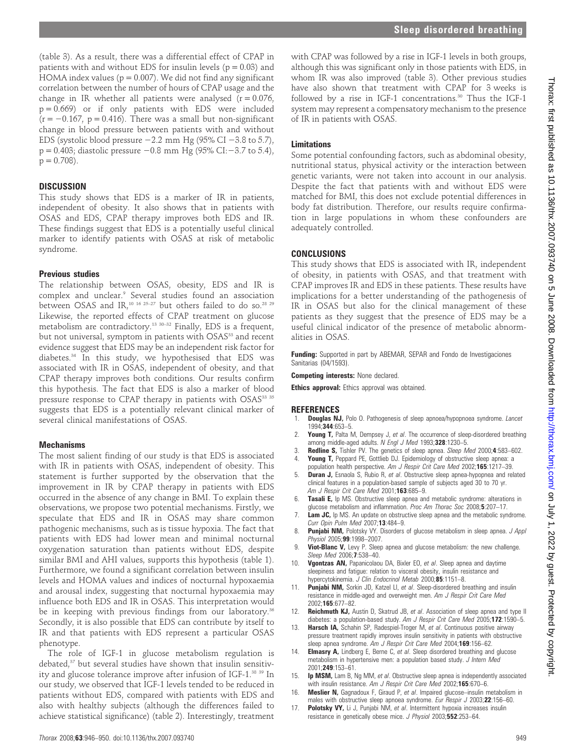(table 3). As a result, there was a differential effect of CPAP in patients with and without EDS for insulin levels ($p = 0.03$) and HOMA index values ($p = 0.007$). We did not find any significant correlation between the number of hours of CPAP usage and the change in IR whether all patients were analysed ($r = 0.076$, $p = 0.669$) or if only patients with EDS were included ($r = -0.167$, $p = 0.416$). There was a small but non-significant change in blood pressure between patients with and without EDS (systolic blood pressure −2.2 mm Hg (95% CI −3.8 to 5.7), $p = 0.403$; diastolic pressure −0.8 mm Hg (95% CI: −3.7 to 5.4), $p = 0.708$).

## DISCUSSION

This study shows that EDS is a marker of IR in patients, independent of obesity. It also shows that in patients with OSAS and EDS, CPAP therapy improves both EDS and IR. These findings suggest that EDS is a potentially useful clinical marker to identify patients with OSAS at risk of metabolic syndrome.

### Previous studies

The relationship between OSAS, obesity, EDS and IR is complex and unclear.[9] Several studies found an association between OSAS and IR,[10 16 25–27] but others failed to do so.[28 29] Likewise, the reported effects of CPAP treatment on glucose metabolism are contradictory.[13 30–32] Finally, EDS is a frequent, but not universal, symptom in patients with OSAS[33] and recent evidence suggest that EDS may be an independent risk factor for diabetes.[34] In this study, we hypothesised that EDS was associated with IR in OSAS, independent of obesity, and that CPAP therapy improves both conditions. Our results confirm this hypothesis. The fact that EDS is also a marker of blood pressure response to CPAP therapy in patients with OSAS[33 35] suggests that EDS is a potentially relevant clinical marker of several clinical manifestations of OSAS.

### Mechanisms

The most salient finding of our study is that EDS is associated with IR in patients with OSAS, independent of obesity. This statement is further supported by the observation that the improvement in IR by CPAP therapy in patients with EDS occurred in the absence of any change in BMI. To explain these observations, we propose two potential mechanisms. Firstly, we speculate that EDS and IR in OSAS may share common pathogenic mechanisms, such as is tissue hypoxia. The fact that patients with EDS had lower mean and minimal nocturnal oxygenation saturation than patients without EDS, despite similar BMI and AHI values, supports this hypothesis (table 1). Furthermore, we found a significant correlation between insulin levels and HOMA values and indices of nocturnal hypoxaemia and arousal index, suggesting that nocturnal hypoxaemia may influence both EDS and IR in OSAS. This interpretation would be in keeping with previous findings from our laboratory.[36] Secondly, it is also possible that EDS can contribute by itself to IR and that patients with EDS represent a particular OSAS phenotype.

The role of IGF-1 in glucose metabolism regulation is debated,[37] but several studies have shown that insulin sensitivity and glucose tolerance improve after infusion of IGF-1.[38 39] In our study, we observed that IGF-1 levels tended to be reduced in patients without EDS, compared with patients with EDS and also with healthy subjects (although the differences failed to achieve statistical significance) (table 2). Interestingly, treatment with CPAP was followed by a rise in IGF-1 levels in both groups, although this was significant only in those patients with EDS, in whom IR was also improved (table 3). Other previous studies have also shown that treatment with CPAP for 3 weeks is followed by a rise in IGF-1 concentrations.[30] Thus the IGF-1 system may represent a compensatory mechanism to the presence of IR in patients with OSAS.

### Limitations

Some potential confounding factors, such as abdominal obesity, nutritional status, physical activity or the interaction between genetic variants, were not taken into account in our analysis. Despite the fact that patients with and without EDS were matched for BMI, this does not exclude potential differences in body fat distribution. Therefore, our results require confirmation in large populations in whom these confounders are adequately controlled.

## CONCLUSIONS

This study shows that EDS is associated with IR, independent of obesity, in patients with OSAS, and that treatment with CPAP improves IR and EDS in these patients. These results have implications for a better understanding of the pathogenesis of IR in OSAS but also for the clinical management of these patients as they suggest that the presence of EDS may be a useful clinical indicator of the presence of metabolic abnormalities in OSAS.

**Funding:** Supported in part by ABEMAR, SEPAR and Fondo de Investigaciones Sanitarias (04/1593).

**Competing interests:** None declared.

**Ethics approval:** Ethics approval was obtained.

## REFERENCES

1. **Douglas NJ,** Polo O. Pathogenesis of sleep apnoea/hypopnoea syndrome. *Lancet* 1994;**344**:653–5.
2. **Young T,** Palta M, Dempsey J, *et al*. The occurrence of sleep-disordered breathing among middle-aged adults. *N Engl J Med* 1993;**328**:1230–5.
3. **Redline S,** Tishler PV. The genetics of sleep apnea. *Sleep Med* 2000;**4**:583–602.
4. **Young T,** Peppard PE, Gottlieb DJ. Epidemiology of obstructive sleep apnea: a population health perspective. *Am J Respir Crit Care Med* 2002;**165**:1217–39.
5. **Duran J,** Esnaola S, Rubio R, *et al*. Obstructive sleep apnea-hypopnea and related clinical features in a population-based sample of subjects aged 30 to 70 yr. *Am J Respir Crit Care Med* 2001;**163**:685–9.
6. **Tasali E,** Ip MS. Obstructive sleep apnea and metabolic syndrome: alterations in glucose metabolism and inflammation. *Proc Am Thorac Soc* 2008;**5**:207–17.
7. **Lam JC,** Ip MS. An update on obstructive sleep apnea and the metabolic syndrome. *Curr Opin Pulm Med* 2007;**13**:484–9.
8. **Punjabi NM,** Polotsky VY. Disorders of glucose metabolism in sleep apnea. *J Appl Physiol* 2005;**99**:1998–2007.
9. **Viot-Blanc V,** Levy P. Sleep apnea and glucose metabolism: the new challenge. *Sleep Med* 2006;**7**:538–40.
10. **Vgontzas AN,** Papanicolaou DA, Bixler EO, *et al*. Sleep apnea and daytime sleepiness and fatigue: relation to visceral obesity, insulin resistance and hypercytokinemia. *J Clin Endocrinol Metab* 2000;**85**:1151–8.
11. **Punjabi NM,** Sorkin JD, Katzel LI, *et al*. Sleep-disordered breathing and insulin resistance in middle-aged and overweight men. *Am J Respir Crit Care Med* 2002;**165**:677–82.
12. **Reichmuth KJ,** Austin D, Skatrud JB, *et al*. Association of sleep apnea and type II diabetes: a population-based study. *Am J Respir Crit Care Med* 2005;**172**:1590–5.
13. **Harsch IA,** Schahin SP, Radespiel-Troger M, *et al*. Continuous positive airway pressure treatment rapidly improves insulin sensitivity in patients with obstructive sleep apnea syndrome. *Am J Respir Crit Care Med* 2004;**169**:156–62.
14. **Elmasry A,** Lindberg E, Berne C, *et al*. Sleep disordered breathing and glucose metabolism in hypertensive men: a population based study. *J Intern Med* 2001;**249**:153–61.
15. **Ip MSM,** Lam B, Ng MM, *et al*. Obstructive sleep apnea is independently associated with insulin resistance. *Am J Respir Crit Care Med* 2002;**165**:670–6.
16. **Meslier N,** Gagnadoux F, Giraud P, *et al*. Impaired glucose–insulin metabolism in males with obstructive sleep apnoea syndrome. *Eur Respir J* 2003;**22**:156–60.
17. **Polotsky VY,** Li J, Punjabi NM, *et al*. Intermittent hypoxia increases insulin resistance in genetically obese mice. *J Physiol* 2003;**552**:253–64.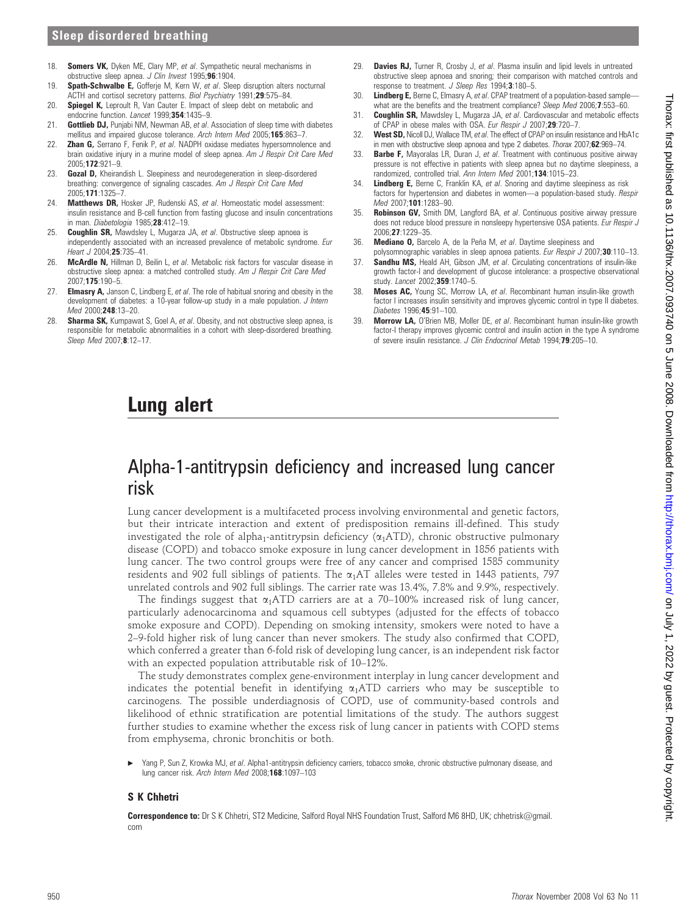18. **Somers VK,** Dyken ME, Clary MP, *et al*. Sympathetic neural mechanisms in obstructive sleep apnea. *J Clin Invest* 1995;**96**:1904.
19. **Spath-Schwalbe E,** Gofferje M, Kern W, *et al*. Sleep disruption alters nocturnal ACTH and cortisol secretory patterns. *Biol Psychiatry* 1991;**29**:575–84.
20. **Spiegel K,** Leproult R, Van Cauter E. Impact of sleep debt on metabolic and endocrine function. *Lancet* 1999;**354**:1435–9.
21. **Gottlieb DJ,** Punjabi NM, Newman AB, *et al*. Association of sleep time with diabetes mellitus and impaired glucose tolerance. *Arch Intern Med* 2005;**165**:863–7.
22. **Zhan G,** Serrano F, Fenik P, *et al*. NADPH oxidase mediates hypersomnolence and brain oxidative injury in a murine model of sleep apnea. *Am J Respir Crit Care Med* 2005;**172**:921–9.
23. **Gozal D,** Kheirandish L. Sleepiness and neurodegeneration in sleep-disordered breathing: convergence of signaling cascades. *Am J Respir Crit Care Med* 2005;**171**:1325–7.
24. **Matthews DR,** Hosker JP, Rudenski AS, *et al*. Homeostatic model assessment: insulin resistance and B-cell function from fasting glucose and insulin concentrations in man. *Diabetologia* 1985;**28**:412–19.
25. **Coughlin SR,** Mawdsley L, Mugarza JA, *et al*. Obstructive sleep apnoea is independently associated with an increased prevalence of metabolic syndrome. *Eur Heart J* 2004;**25**:735–41.
26. **McArdle N,** Hillman D, Beilin L, *et al*. Metabolic risk factors for vascular disease in obstructive sleep apnea: a matched controlled study. *Am J Respir Crit Care Med* 2007;**175**:190–5.
27. **Elmasry A,** Janson C, Lindberg E, *et al*. The role of habitual snoring and obesity in the development of diabetes: a 10-year follow-up study in a male population. *J Intern Med* 2000;**248**:13–20.
28. **Sharma SK,** Kumpawat S, Goel A, *et al*. Obesity, and not obstructive sleep apnea, is responsible for metabolic abnormalities in a cohort with sleep-disordered breathing. *Sleep Med* 2007;**8**:12–17.
29. **Davies RJ,** Turner R, Crosby J, *et al*. Plasma insulin and lipid levels in untreated obstructive sleep apnoea and snoring; their comparison with matched controls and response to treatment. *J Sleep Res* 1994;**3**:180–5.
30. **Lindberg E,** Berne C, Elmasry A, *et al*. CPAP treatment of a population-based sample—what are the benefits and the treatment compliance? *Sleep Med* 2006;**7**:553–60.
31. **Coughlin SR,** Mawdsley L, Mugarza JA, *et al*. Cardiovascular and metabolic effects of CPAP in obese males with OSA. *Eur Respir J* 2007;**29**:720–7.
32. **West SD,** Nicoll DJ, Wallace TM, *et al*. The effect of CPAP on insulin resistance and HbA1c in men with obstructive sleep apnoea and type 2 diabetes. *Thorax* 2007;**62**:969–74.
33. **Barbe F,** Mayoralas LR, Duran J, *et al*. Treatment with continuous positive airway pressure is not effective in patients with sleep apnea but no daytime sleepiness, a randomized, controlled trial. *Ann Intern Med* 2001;**134**:1015–23.
34. **Lindberg E,** Berne C, Franklin KA, *et al*. Snoring and daytime sleepiness as risk factors for hypertension and diabetes in women—a population-based study. *Respir Med* 2007;**101**:1283–90.
35. **Robinson GV,** Smith DM, Langford BA, *et al*. Continuous positive airway pressure does not reduce blood pressure in nonsleepy hypertensive OSA patients. *Eur Respir J* 2006;**27**:1229–35.
36. **Mediano O,** Barcelo A, de la Peña M, *et al*. Daytime sleepiness and polysomnographic variables in sleep apnoea patients. *Eur Respir J* 2007;**30**:110–13.
37. **Sandhu MS,** Heald AH, Gibson JM, *et al*. Circulating concentrations of insulin-like growth factor-I and development of glucose intolerance: a prospective observational study. *Lancet* 2002;**359**:1740–5.
38. **Moses AC,** Young SC, Morrow LA, *et al*. Recombinant human insulin-like growth factor I increases insulin sensitivity and improves glycemic control in type II diabetes. *Diabetes* 1996;**45**:91–100.
39. **Morrow LA,** O'Brien MB, Moller DE, *et al*. Recombinant human insulin-like growth factor-I therapy improves glycemic control and insulin action in the type A syndrome of severe insulin resistance. *J Clin Endocrinol Metab* 1994;**79**:205–10.

# Lung alert

## Alpha-1-antitrypsin deficiency and increased lung cancer risk

Lung cancer development is a multifaceted process involving environmental and genetic factors, but their intricate interaction and extent of predisposition remains ill-defined. This study investigated the role of alpha$_1$-antitrypsin deficiency ($\alpha_1$ATD), chronic obstructive pulmonary disease (COPD) and tobacco smoke exposure in lung cancer development in 1856 patients with lung cancer. The two control groups were free of any cancer and comprised 1585 community residents and 902 full siblings of patients. The $\alpha_1$AT alleles were tested in 1443 patients, 797 unrelated controls and 902 full siblings. The carrier rate was 13.4%, 7.8% and 9.9%, respectively.

The findings suggest that $\alpha_1$ATD carriers are at a 70–100% increased risk of lung cancer, particularly adenocarcinoma and squamous cell subtypes (adjusted for the effects of tobacco smoke exposure and COPD). Depending on smoking intensity, smokers were noted to have a 2–9-fold higher risk of lung cancer than never smokers. The study also confirmed that COPD, which conferred a greater than 6-fold risk of developing lung cancer, is an independent risk factor with an expected population attributable risk of 10–12%.

The study demonstrates complex gene-environment interplay in lung cancer development and indicates the potential benefit in identifying $\alpha_1$ATD carriers who may be susceptible to carcinogens. The possible underdiagnosis of COPD, use of community-based controls and likelihood of ethnic stratification are potential limitations of the study. The authors suggest further studies to examine whether the excess risk of lung cancer in patients with COPD stems from emphysema, chronic bronchitis or both.

- Yang P, Sun Z, Krowka MJ, *et al*. Alpha1-antitrypsin deficiency carriers, tobacco smoke, chronic obstructive pulmonary disease, and lung cancer risk. *Arch Intern Med* 2008;**168**:1097–103

### S K Chhetri

**Correspondence to:** Dr S K Chhetri, ST2 Medicine, Salford Royal NHS Foundation Trust, Salford M6 8HD, UK; chhetrisk@gmail.com